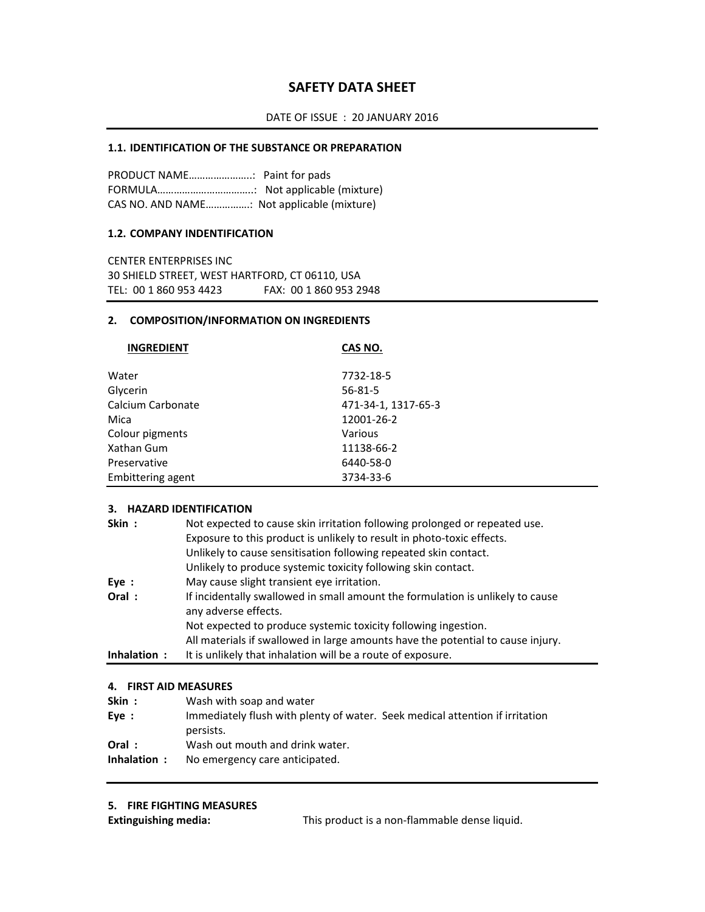# SAFETY DATA SHEET

DATE OF ISSUE : 20 JANUARY 2016

### 1.1. IDENTIFICATION OF THE SUBSTANCE OR PREPARATION

PRODUCT NAME…………………..: Paint for pads
FORMULA……………………………..: Not applicable (mixture)
CAS NO. AND NAME…………….: Not applicable (mixture)

### 1.2. COMPANY INDENTIFICATION

CENTER ENTERPRISES INC
30 SHIELD STREET, WEST HARTFORD, CT 06110, USA
TEL: 00 1 860 953 4423 FAX: 00 1 860 953 2948

### 2. COMPOSITION/INFORMATION ON INGREDIENTS

| INGREDIENT | CAS NO. |
|---|---|
| Water | 7732-18-5 |
| Glycerin | 56-81-5 |
| Calcium Carbonate | 471-34-1, 1317-65-3 |
| Mica | 12001-26-2 |
| Colour pigments | Various |
| Xathan Gum | 11138-66-2 |
| Preservative | 6440-58-0 |
| Embittering agent | 3734-33-6 |

### 3. HAZARD IDENTIFICATION

**Skin :** Not expected to cause skin irritation following prolonged or repeated use.
Exposure to this product is unlikely to result in photo-toxic effects.
Unlikely to cause sensitisation following repeated skin contact.
Unlikely to produce systemic toxicity following skin contact.

**Eye :** May cause slight transient eye irritation.

**Oral :** If incidentally swallowed in small amount the formulation is unlikely to cause any adverse effects.
Not expected to produce systemic toxicity following ingestion.
All materials if swallowed in large amounts have the potential to cause injury.

**Inhalation :** It is unlikely that inhalation will be a route of exposure.

### 4. FIRST AID MEASURES

**Skin :** Wash with soap and water

**Eye :** Immediately flush with plenty of water. Seek medical attention if irritation persists.

**Oral :** Wash out mouth and drink water.

**Inhalation :** No emergency care anticipated.

### 5. FIRE FIGHTING MEASURES

**Extinguishing media:** This product is a non-flammable dense liquid.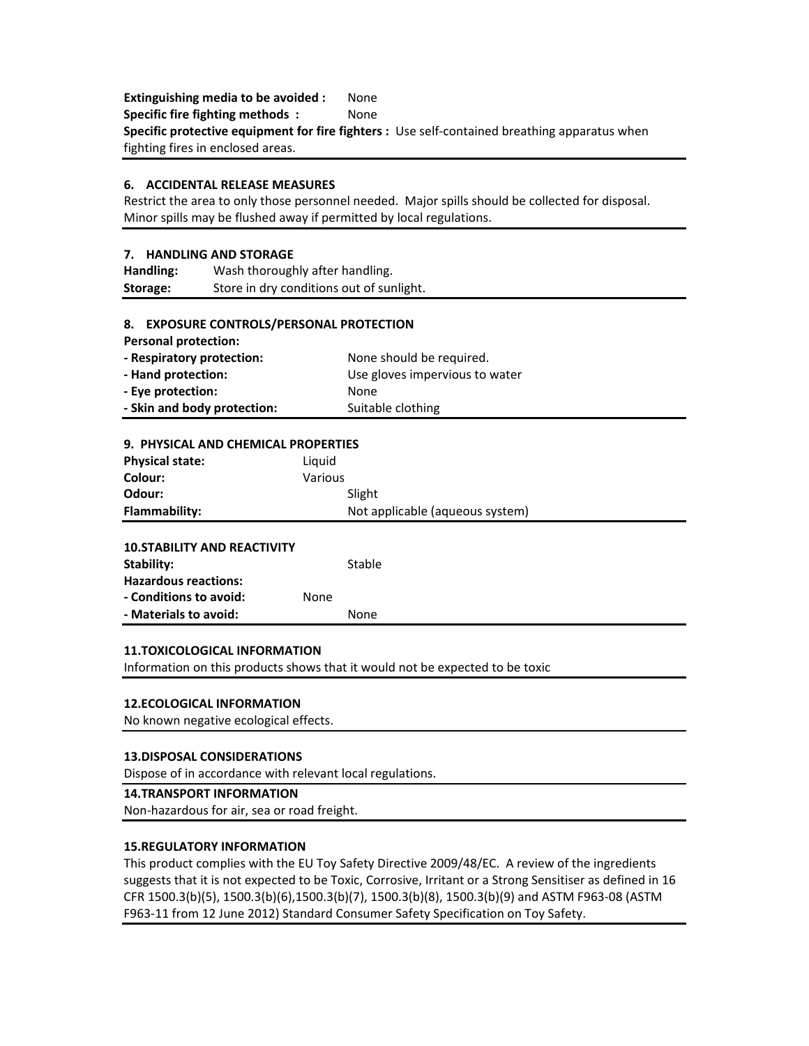**Extinguishing media to be avoided :** None

**Specific fire fighting methods :** None

**Specific protective equipment for fire fighters :** Use self-contained breathing apparatus when fighting fires in enclosed areas.

## 6. ACCIDENTAL RELEASE MEASURES

Restrict the area to only those personnel needed. Major spills should be collected for disposal. Minor spills may be flushed away if permitted by local regulations.

## 7. HANDLING AND STORAGE

**Handling:** Wash thoroughly after handling.

**Storage:** Store in dry conditions out of sunlight.

## 8. EXPOSURE CONTROLS/PERSONAL PROTECTION

**Personal protection:**

| | |
|---|---|
| **- Respiratory protection:** | None should be required. |
| **- Hand protection:** | Use gloves impervious to water |
| **- Eye protection:** | None |
| **- Skin and body protection:** | Suitable clothing |

## 9. PHYSICAL AND CHEMICAL PROPERTIES

| | |
|---|---|
| **Physical state:** | Liquid |
| **Colour:** | Various |
| **Odour:** | Slight |
| **Flammability:** | Not applicable (aqueous system) |

## 10. STABILITY AND REACTIVITY

| | |
|---|---|
| **Stability:** | Stable |
| **Hazardous reactions:** | |
| **- Conditions to avoid:** | None |
| **- Materials to avoid:** | None |

## 11. TOXICOLOGICAL INFORMATION

Information on this products shows that it would not be expected to be toxic

## 12. ECOLOGICAL INFORMATION

No known negative ecological effects.

## 13. DISPOSAL CONSIDERATIONS

Dispose of in accordance with relevant local regulations.

## 14. TRANSPORT INFORMATION

Non-hazardous for air, sea or road freight.

## 15. REGULATORY INFORMATION

This product complies with the EU Toy Safety Directive 2009/48/EC. A review of the ingredients suggests that it is not expected to be Toxic, Corrosive, Irritant or a Strong Sensitiser as defined in 16 CFR 1500.3(b)(5), 1500.3(b)(6),1500.3(b)(7), 1500.3(b)(8), 1500.3(b)(9) and ASTM F963-08 (ASTM F963-11 from 12 June 2012) Standard Consumer Safety Specification on Toy Safety.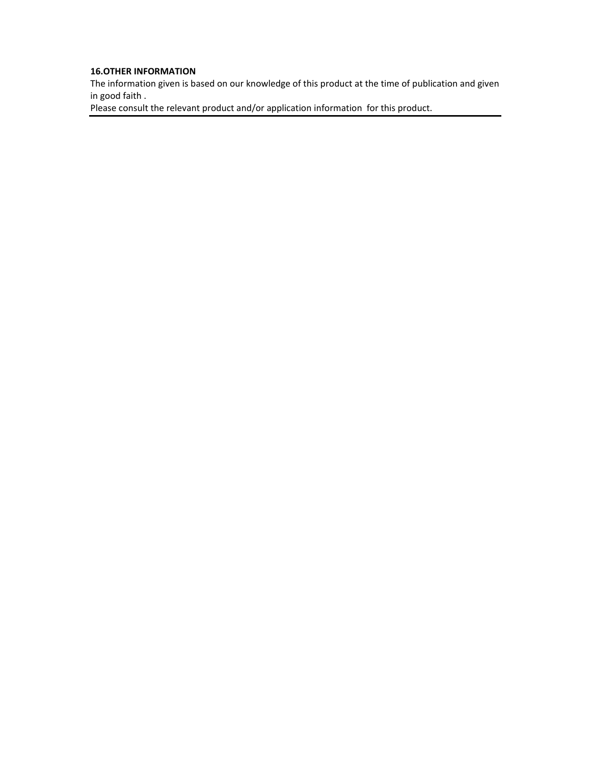**16.OTHER INFORMATION**

The information given is based on our knowledge of this product at the time of publication and given in good faith .

Please consult the relevant product and/or application information for this product.

---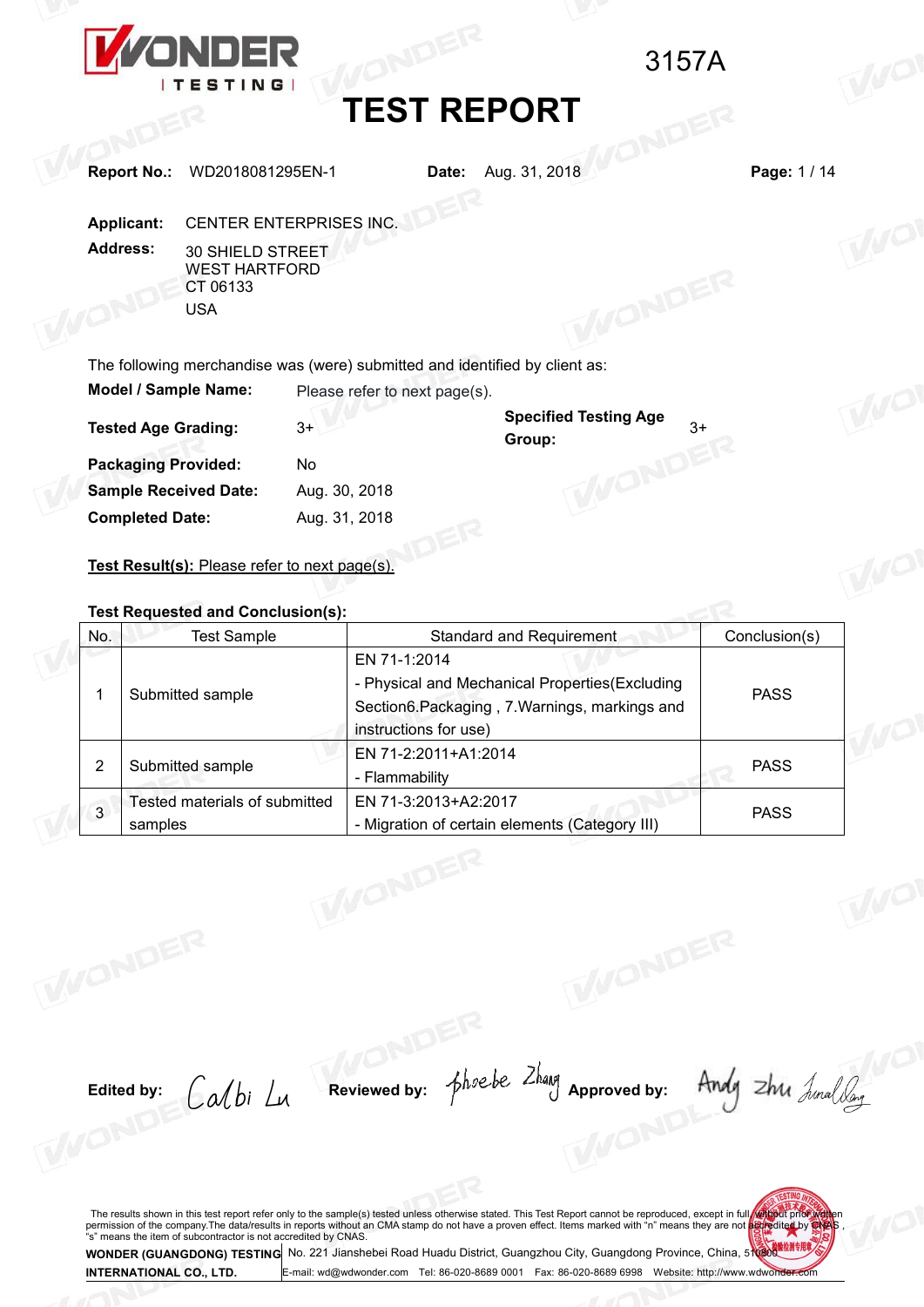WONDER TESTING

3157A

# TEST REPORT

**Report No.:** WD2018081295EN-1 **Date:** Aug. 31, 2018

**Applicant:** CENTER ENTERPRISES INC.

**Address:** 30 SHIELD STREET
WEST HARTFORD
CT 06133
USA

The following merchandise was (were) submitted and identified by client as:

| | | | |
|---|---|---|---|
| **Model / Sample Name:** | Please refer to next page(s). | | |
| **Tested Age Grading:** | 3+ | **Specified Testing Age Group:** | 3+ |
| **Packaging Provided:** | No | | |
| **Sample Received Date:** | Aug. 30, 2018 | | |
| **Completed Date:** | Aug. 31, 2018 | | |

**Test Result(s):** Please refer to next page(s).

**Test Requested and Conclusion(s):**

| No. | Test Sample | Standard and Requirement | Conclusion(s) |
|---|---|---|---|
| 1 | Submitted sample | EN 71-1:2014<br>- Physical and Mechanical Properties(Excluding Section6.Packaging , 7.Warnings, markings and instructions for use) | PASS |
| 2 | Submitted sample | EN 71-2:2011+A1:2014<br>- Flammability | PASS |
| 3 | Tested materials of submitted samples | EN 71-3:2013+A2:2017<br>- Migration of certain elements (Category III) | PASS |

**Edited by:** Calbi Lu **Reviewed by:** Phoebe Zhang **Approved by:** Andy Zhu

The results shown in this test report refer only to the sample(s) tested unless otherwise stated. This Test Report cannot be reproduced, except in full, without prior written permission of the company.The data/results in reports without an CMA stamp do not have a proven effect. Items marked with "n" means they are not accredited by CNAS , "s" means the item of subcontractor is not accredited by CNAS.

**WONDER (GUANGDONG) TESTING INTERNATIONAL CO., LTD.** No. 221 Jianshebei Road Huadu District, Guangzhou City, Guangdong Province, China, 510800
E-mail: wd@wdwonder.com Tel: 86-020-8689 0001 Fax: 86-020-8689 6998 Website: http://www.wdwonder.com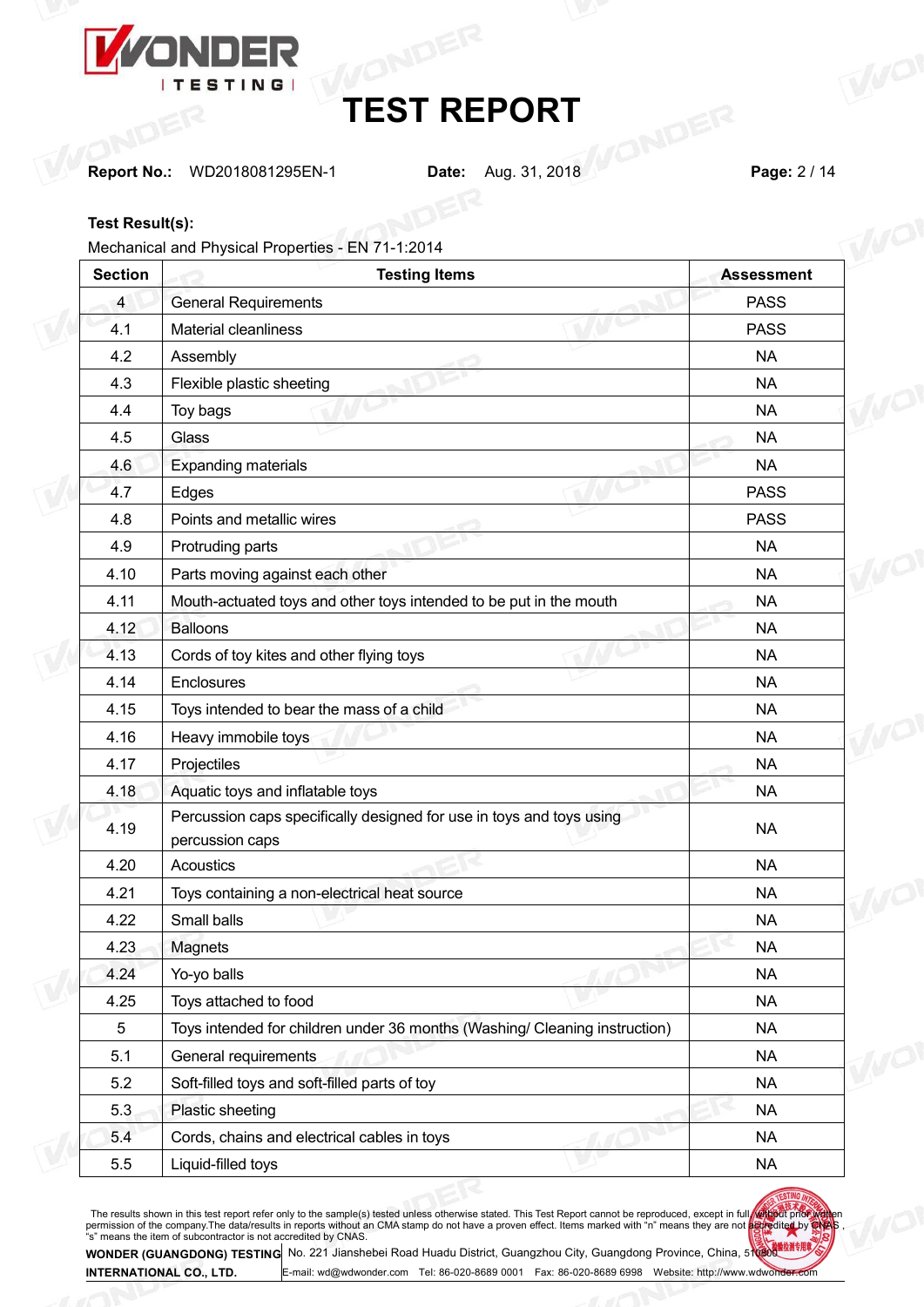# TEST REPORT

**Report No.:** WD2018081295EN-1 **Date:** Aug. 31, 2018

**Test Result(s):**

Mechanical and Physical Properties - EN 71-1:2014

| Section | Testing Items | Assessment |
|---|---|---|
| 4 | General Requirements | PASS |
| 4.1 | Material cleanliness | PASS |
| 4.2 | Assembly | NA |
| 4.3 | Flexible plastic sheeting | NA |
| 4.4 | Toy bags | NA |
| 4.5 | Glass | NA |
| 4.6 | Expanding materials | NA |
| 4.7 | Edges | PASS |
| 4.8 | Points and metallic wires | PASS |
| 4.9 | Protruding parts | NA |
| 4.10 | Parts moving against each other | NA |
| 4.11 | Mouth-actuated toys and other toys intended to be put in the mouth | NA |
| 4.12 | Balloons | NA |
| 4.13 | Cords of toy kites and other flying toys | NA |
| 4.14 | Enclosures | NA |
| 4.15 | Toys intended to bear the mass of a child | NA |
| 4.16 | Heavy immobile toys | NA |
| 4.17 | Projectiles | NA |
| 4.18 | Aquatic toys and inflatable toys | NA |
| 4.19 | Percussion caps specifically designed for use in toys and toys using percussion caps | NA |
| 4.20 | Acoustics | NA |
| 4.21 | Toys containing a non-electrical heat source | NA |
| 4.22 | Small balls | NA |
| 4.23 | Magnets | NA |
| 4.24 | Yo-yo balls | NA |
| 4.25 | Toys attached to food | NA |
| 5 | Toys intended for children under 36 months (Washing/ Cleaning instruction) | NA |
| 5.1 | General requirements | NA |
| 5.2 | Soft-filled toys and soft-filled parts of toy | NA |
| 5.3 | Plastic sheeting | NA |
| 5.4 | Cords, chains and electrical cables in toys | NA |
| 5.5 | Liquid-filled toys | NA |

The results shown in this test report refer only to the sample(s) tested unless otherwise stated. This Test Report cannot be reproduced, except in full, without prior written permission of the company.The data/results in reports without an CMA stamp do not have a proven effect. Items marked with "n" means they are not accredited by CNAS, "s" means the item of subcontractor is not accredited by CNAS.

**WONDER (GUANGDONG) TESTING INTERNATIONAL CO., LTD.** No. 221 Jianshebei Road Huadu District, Guangzhou City, Guangdong Province, China, 510800
E-mail: wd@wdwonder.com Tel: 86-020-8689 0001 Fax: 86-020-8689 6998 Website: http://www.wdwonder.com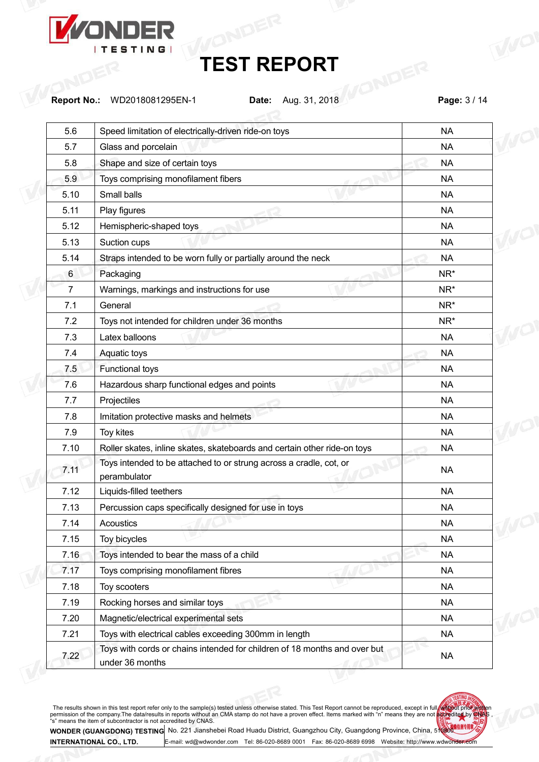| | | |
|---|---|---|
| 5.6 | Speed limitation of electrically-driven ride-on toys | NA |
| 5.7 | Glass and porcelain | NA |
| 5.8 | Shape and size of certain toys | NA |
| 5.9 | Toys comprising monofilament fibers | NA |
| 5.10 | Small balls | NA |
| 5.11 | Play figures | NA |
| 5.12 | Hemispheric-shaped toys | NA |
| 5.13 | Suction cups | NA |
| 5.14 | Straps intended to be worn fully or partially around the neck | NA |
| 6 | Packaging | NR* |
| 7 | Warnings, markings and instructions for use | NR* |
| 7.1 | General | NR* |
| 7.2 | Toys not intended for children under 36 months | NR* |
| 7.3 | Latex balloons | NA |
| 7.4 | Aquatic toys | NA |
| 7.5 | Functional toys | NA |
| 7.6 | Hazardous sharp functional edges and points | NA |
| 7.7 | Projectiles | NA |
| 7.8 | Imitation protective masks and helmets | NA |
| 7.9 | Toy kites | NA |
| 7.10 | Roller skates, inline skates, skateboards and certain other ride-on toys | NA |
| 7.11 | Toys intended to be attached to or strung across a cradle, cot, or perambulator | NA |
| 7.12 | Liquids-filled teethers | NA |
| 7.13 | Percussion caps specifically designed for use in toys | NA |
| 7.14 | Acoustics | NA |
| 7.15 | Toy bicycles | NA |
| 7.16 | Toys intended to bear the mass of a child | NA |
| 7.17 | Toys comprising monofilament fibres | NA |
| 7.18 | Toy scooters | NA |
| 7.19 | Rocking horses and similar toys | NA |
| 7.20 | Magnetic/electrical experimental sets | NA |
| 7.21 | Toys with electrical cables exceeding 300mm in length | NA |
| 7.22 | Toys with cords or chains intended for children of 18 months and over but under 36 months | NA |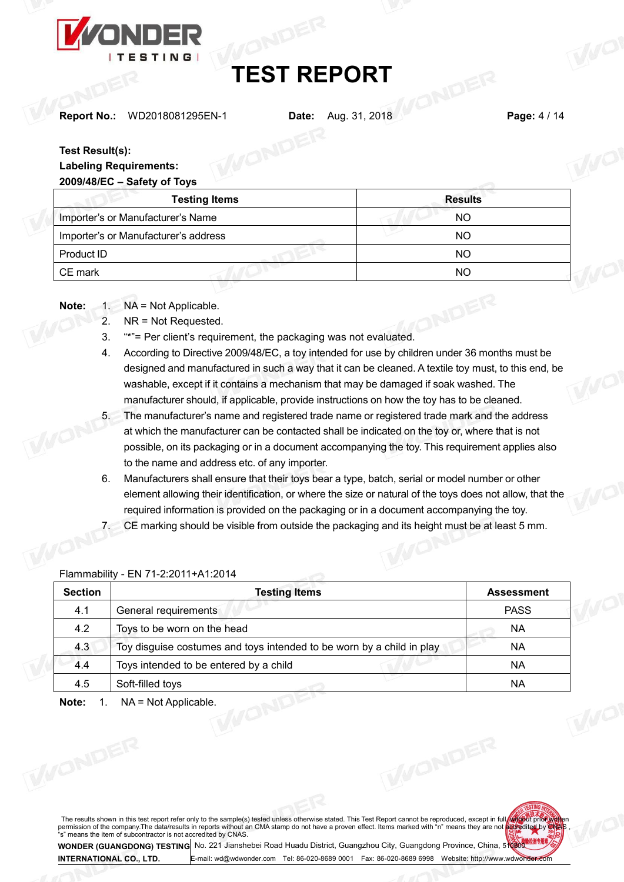# TEST REPORT

**Report No.:** WD2018081295EN-1 **Date:** Aug. 31, 2018

**Test Result(s):**

**Labeling Requirements:**

**2009/48/EC – Safety of Toys**

| Testing Items | Results |
|---|---|
| Importer's or Manufacturer's Name | NO |
| Importer's or Manufacturer's address | NO |
| Product ID | NO |
| CE mark | NO |

**Note:**

1. NA = Not Applicable.
2. NR = Not Requested.
3. "*"= Per client's requirement, the packaging was not evaluated.
4. According to Directive 2009/48/EC, a toy intended for use by children under 36 months must be designed and manufactured in such a way that it can be cleaned. A textile toy must, to this end, be washable, except if it contains a mechanism that may be damaged if soak washed. The manufacturer should, if applicable, provide instructions on how the toy has to be cleaned.
5. The manufacturer's name and registered trade name or registered trade mark and the address at which the manufacturer can be contacted shall be indicated on the toy or, where that is not possible, on its packaging or in a document accompanying the toy. This requirement applies also to the name and address etc. of any importer.
6. Manufacturers shall ensure that their toys bear a type, batch, serial or model number or other element allowing their identification, or where the size or natural of the toys does not allow, that the required information is provided on the packaging or in a document accompanying the toy.
7. CE marking should be visible from outside the packaging and its height must be at least 5 mm.

Flammability - EN 71-2:2011+A1:2014

| Section | Testing Items | Assessment |
|---|---|---|
| 4.1 | General requirements | PASS |
| 4.2 | Toys to be worn on the head | NA |
| 4.3 | Toy disguise costumes and toys intended to be worn by a child in play | NA |
| 4.4 | Toys intended to be entered by a child | NA |
| 4.5 | Soft-filled toys | NA |

**Note:** 1. NA = Not Applicable.

The results shown in this test report refer only to the sample(s) tested unless otherwise stated. This Test Report cannot be reproduced, except in full, without prior written permission of the company.The data/results in reports without an CMA stamp do not have a proven effect. Items marked with "n" means they are not accredited by CNAS , "s" means the item of subcontractor is not accredited by CNAS.

**WONDER (GUANGDONG) TESTING INTERNATIONAL CO., LTD.** No. 221 Jianshebei Road Huadu District, Guangzhou City, Guangdong Province, China, 510800 E-mail: wd@wdwonder.com Tel: 86-020-8689 0001 Fax: 86-020-8689 6998 Website: http://www.wdwonder.com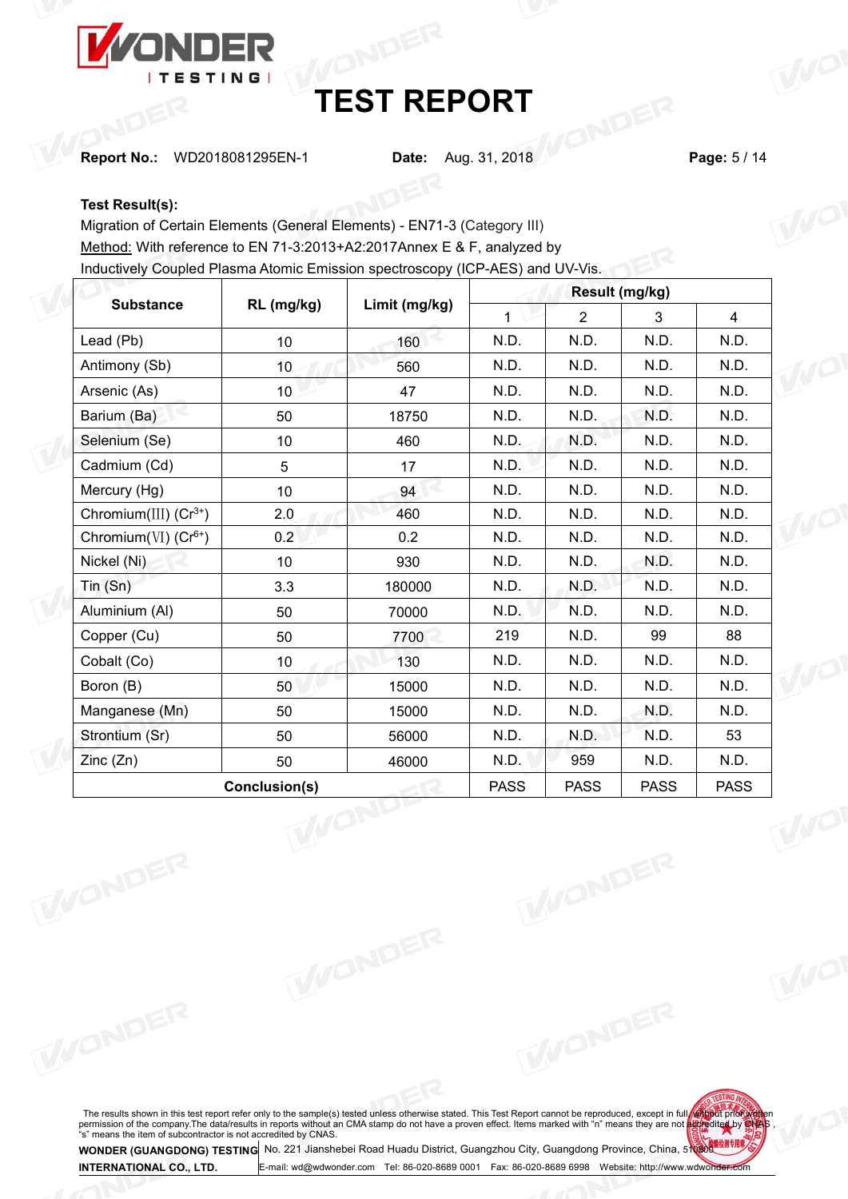# TEST REPORT

**Report No.:** WD2018081295EN-1 **Date:** Aug. 31, 2018

**Test Result(s):**

Migration of Certain Elements (General Elements) - EN71-3 (Category III)

Method: With reference to EN 71-3:2013+A2:2017Annex E & F, analyzed by Inductively Coupled Plasma Atomic Emission spectroscopy (ICP-AES) and UV-Vis.

| Substance | RL (mg/kg) | Limit (mg/kg) | Result (mg/kg) | | | |
|---|---|---|---|---|---|---|
| | | | 1 | 2 | 3 | 4 |
| Lead (Pb) | 10 | 160 | N.D. | N.D. | N.D. | N.D. |
| Antimony (Sb) | 10 | 560 | N.D. | N.D. | N.D. | N.D. |
| Arsenic (As) | 10 | 47 | N.D. | N.D. | N.D. | N.D. |
| Barium (Ba) | 50 | 18750 | N.D. | N.D. | N.D. | N.D. |
| Selenium (Se) | 10 | 460 | N.D. | N.D. | N.D. | N.D. |
| Cadmium (Cd) | 5 | 17 | N.D. | N.D. | N.D. | N.D. |
| Mercury (Hg) | 10 | 94 | N.D. | N.D. | N.D. | N.D. |
| Chromium(III) ($Cr^{3+}$) | 2.0 | 460 | N.D. | N.D. | N.D. | N.D. |
| Chromium(VI) ($Cr^{6+}$) | 0.2 | 0.2 | N.D. | N.D. | N.D. | N.D. |
| Nickel (Ni) | 10 | 930 | N.D. | N.D. | N.D. | N.D. |
| Tin (Sn) | 3.3 | 180000 | N.D. | N.D. | N.D. | N.D. |
| Aluminium (Al) | 50 | 70000 | N.D. | N.D. | N.D. | N.D. |
| Copper (Cu) | 50 | 7700 | 219 | N.D. | 99 | 88 |
| Cobalt (Co) | 10 | 130 | N.D. | N.D. | N.D. | N.D. |
| Boron (B) | 50 | 15000 | N.D. | N.D. | N.D. | N.D. |
| Manganese (Mn) | 50 | 15000 | N.D. | N.D. | N.D. | N.D. |
| Strontium (Sr) | 50 | 56000 | N.D. | N.D. | N.D. | 53 |
| Zinc (Zn) | 50 | 46000 | N.D. | 959 | N.D. | N.D. |
| Conclusion(s) | | | PASS | PASS | PASS | PASS |

The results shown in this test report refer only to the sample(s) tested unless otherwise stated. This Test Report cannot be reproduced, except in full, without prior written permission of the company. The data/results in reports without an CMA stamp do not have a proven effect. Items marked with "n" means they are not accredited by CNAS, "s" means the item of subcontractor is not accredited by CNAS.

**WONDER (GUANGDONG) TESTING INTERNATIONAL CO., LTD.** No. 221 Jianshebei Road Huadu District, Guangzhou City, Guangdong Province, China, 510800 E-mail: wd@wdwonder.com Tel: 86-020-8689 0001 Fax: 86-020-8689 6998 Website: http://www.wdwonder.com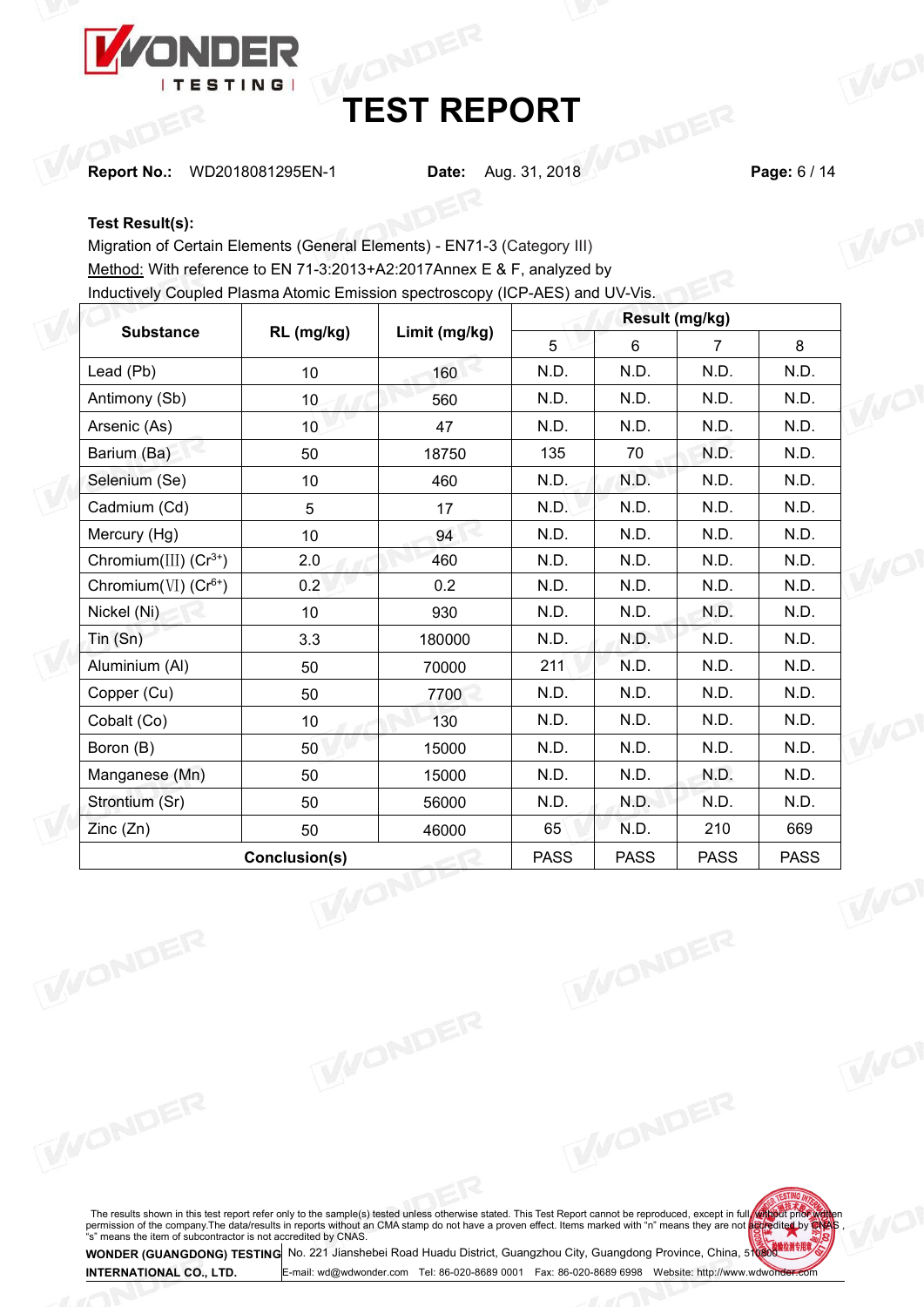# TEST REPORT

**Report No.:** WD2018081295EN-1 **Date:** Aug. 31, 2018

**Test Result(s):**

Migration of Certain Elements (General Elements) - EN71-3 (Category III)

<u>Method:</u> With reference to EN 71-3:2013+A2:2017Annex E & F, analyzed by Inductively Coupled Plasma Atomic Emission spectroscopy (ICP-AES) and UV-Vis.

| Substance | RL (mg/kg) | Limit (mg/kg) | Result (mg/kg) | | | |
|---|---|---|---|---|---|---|
| | | | 5 | 6 | 7 | 8 |
| Lead (Pb) | 10 | 160 | N.D. | N.D. | N.D. | N.D. |
| Antimony (Sb) | 10 | 560 | N.D. | N.D. | N.D. | N.D. |
| Arsenic (As) | 10 | 47 | N.D. | N.D. | N.D. | N.D. |
| Barium (Ba) | 50 | 18750 | 135 | 70 | N.D. | N.D. |
| Selenium (Se) | 10 | 460 | N.D. | N.D. | N.D. | N.D. |
| Cadmium (Cd) | 5 | 17 | N.D. | N.D. | N.D. | N.D. |
| Mercury (Hg) | 10 | 94 | N.D. | N.D. | N.D. | N.D. |
| Chromium(III) ($Cr^{3+}$) | 2.0 | 460 | N.D. | N.D. | N.D. | N.D. |
| Chromium(VI) ($Cr^{6+}$) | 0.2 | 0.2 | N.D. | N.D. | N.D. | N.D. |
| Nickel (Ni) | 10 | 930 | N.D. | N.D. | N.D. | N.D. |
| Tin (Sn) | 3.3 | 180000 | N.D. | N.D. | N.D. | N.D. |
| Aluminium (Al) | 50 | 70000 | 211 | N.D. | N.D. | N.D. |
| Copper (Cu) | 50 | 7700 | N.D. | N.D. | N.D. | N.D. |
| Cobalt (Co) | 10 | 130 | N.D. | N.D. | N.D. | N.D. |
| Boron (B) | 50 | 15000 | N.D. | N.D. | N.D. | N.D. |
| Manganese (Mn) | 50 | 15000 | N.D. | N.D. | N.D. | N.D. |
| Strontium (Sr) | 50 | 56000 | N.D. | N.D. | N.D. | N.D. |
| Zinc (Zn) | 50 | 46000 | 65 | N.D. | 210 | 669 |
| Conclusion(s) | | | PASS | PASS | PASS | PASS |

The results shown in this test report refer only to the sample(s) tested unless otherwise stated. This Test Report cannot be reproduced, except in full, without prior written permission of the company.The data/results in reports without an CMA stamp do not have a proven effect. Items marked with "n" means they are not accredited by CNAS, "s" means the item of subcontractor is not accredited by CNAS.

**WONDER (GUANGDONG) TESTING INTERNATIONAL CO., LTD.** No. 221 Jianshebei Road Huadu District, Guangzhou City, Guangdong Province, China, 510800
E-mail: wd@wdwonder.com Tel: 86-020-8689 0001 Fax: 86-020-8689 6998 Website: http://www.wdwonder.com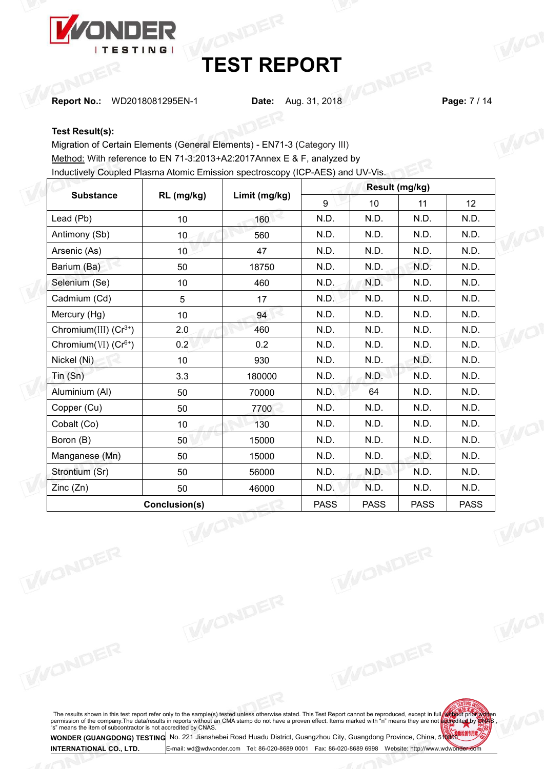# TEST REPORT

**Report No.:** WD2018081295EN-1 **Date:** Aug. 31, 2018

**Test Result(s):**

Migration of Certain Elements (General Elements) - EN71-3 (Category III)

Method: With reference to EN 71-3:2013+A2:2017Annex E & F, analyzed by Inductively Coupled Plasma Atomic Emission spectroscopy (ICP-AES) and UV-Vis.

| Substance | RL (mg/kg) | Limit (mg/kg) | Result (mg/kg) | | | |
|---|---|---|---|---|---|---|
| | | | 9 | 10 | 11 | 12 |
| Lead (Pb) | 10 | 160 | N.D. | N.D. | N.D. | N.D. |
| Antimony (Sb) | 10 | 560 | N.D. | N.D. | N.D. | N.D. |
| Arsenic (As) | 10 | 47 | N.D. | N.D. | N.D. | N.D. |
| Barium (Ba) | 50 | 18750 | N.D. | N.D. | N.D. | N.D. |
| Selenium (Se) | 10 | 460 | N.D. | N.D. | N.D. | N.D. |
| Cadmium (Cd) | 5 | 17 | N.D. | N.D. | N.D. | N.D. |
| Mercury (Hg) | 10 | 94 | N.D. | N.D. | N.D. | N.D. |
| Chromium(III) ($Cr^{3+}$) | 2.0 | 460 | N.D. | N.D. | N.D. | N.D. |
| Chromium(VI) ($Cr^{6+}$) | 0.2 | 0.2 | N.D. | N.D. | N.D. | N.D. |
| Nickel (Ni) | 10 | 930 | N.D. | N.D. | N.D. | N.D. |
| Tin (Sn) | 3.3 | 180000 | N.D. | N.D. | N.D. | N.D. |
| Aluminium (Al) | 50 | 70000 | N.D. | 64 | N.D. | N.D. |
| Copper (Cu) | 50 | 7700 | N.D. | N.D. | N.D. | N.D. |
| Cobalt (Co) | 10 | 130 | N.D. | N.D. | N.D. | N.D. |
| Boron (B) | 50 | 15000 | N.D. | N.D. | N.D. | N.D. |
| Manganese (Mn) | 50 | 15000 | N.D. | N.D. | N.D. | N.D. |
| Strontium (Sr) | 50 | 56000 | N.D. | N.D. | N.D. | N.D. |
| Zinc (Zn) | 50 | 46000 | N.D. | N.D. | N.D. | N.D. |
| **Conclusion(s)** | | | PASS | PASS | PASS | PASS |

The results shown in this test report refer only to the sample(s) tested unless otherwise stated. This Test Report cannot be reproduced, except in full, without prior written permission of the company.The data/results in reports without an CMA stamp do not have a proven effect. Items marked with "n" means they are not accredited by CNAS, "s" means the item of subcontractor is not accredited by CNAS.

**WONDER (GUANGDONG) TESTING INTERNATIONAL CO., LTD.** No. 221 Jianshebei Road Huadu District, Guangzhou City, Guangdong Province, China, 510800
E-mail: wd@wdwonder.com Tel: 86-020-8689 0001 Fax: 86-020-8689 6998 Website: http://www.wdwonder.com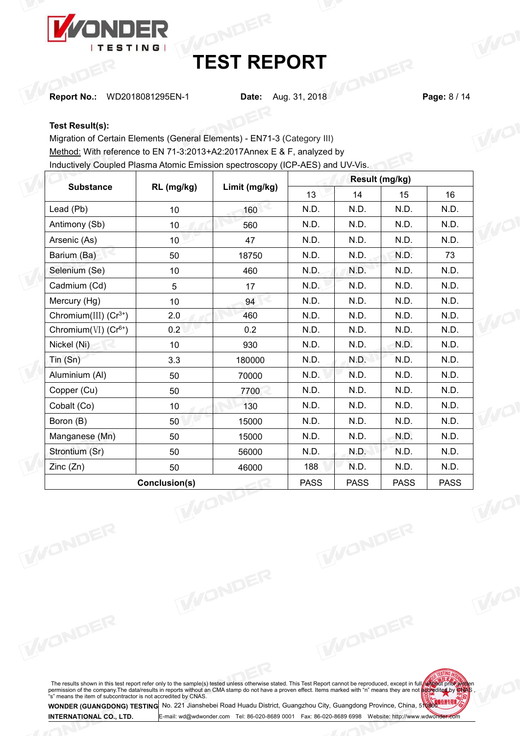# TEST REPORT

**Report No.:** WD2018081295EN-1 **Date:** Aug. 31, 2018

**Test Result(s):**

Migration of Certain Elements (General Elements) - EN71-3 (Category III)

Method: With reference to EN 71-3:2013+A2:2017Annex E & F, analyzed by Inductively Coupled Plasma Atomic Emission spectroscopy (ICP-AES) and UV-Vis.

| Substance | RL (mg/kg) | Limit (mg/kg) | Result (mg/kg) | | | |
|---|---|---|---|---|---|---|
| | | | 13 | 14 | 15 | 16 |
| Lead (Pb) | 10 | 160 | N.D. | N.D. | N.D. | N.D. |
| Antimony (Sb) | 10 | 560 | N.D. | N.D. | N.D. | N.D. |
| Arsenic (As) | 10 | 47 | N.D. | N.D. | N.D. | N.D. |
| Barium (Ba) | 50 | 18750 | N.D. | N.D. | N.D. | 73 |
| Selenium (Se) | 10 | 460 | N.D. | N.D. | N.D. | N.D. |
| Cadmium (Cd) | 5 | 17 | N.D. | N.D. | N.D. | N.D. |
| Mercury (Hg) | 10 | 94 | N.D. | N.D. | N.D. | N.D. |
| Chromium(III) ($Cr^{3+}$) | 2.0 | 460 | N.D. | N.D. | N.D. | N.D. |
| Chromium(VI) ($Cr^{6+}$) | 0.2 | 0.2 | N.D. | N.D. | N.D. | N.D. |
| Nickel (Ni) | 10 | 930 | N.D. | N.D. | N.D. | N.D. |
| Tin (Sn) | 3.3 | 180000 | N.D. | N.D. | N.D. | N.D. |
| Aluminium (Al) | 50 | 70000 | N.D. | N.D. | N.D. | N.D. |
| Copper (Cu) | 50 | 7700 | N.D. | N.D. | N.D. | N.D. |
| Cobalt (Co) | 10 | 130 | N.D. | N.D. | N.D. | N.D. |
| Boron (B) | 50 | 15000 | N.D. | N.D. | N.D. | N.D. |
| Manganese (Mn) | 50 | 15000 | N.D. | N.D. | N.D. | N.D. |
| Strontium (Sr) | 50 | 56000 | N.D. | N.D. | N.D. | N.D. |
| Zinc (Zn) | 50 | 46000 | 188 | N.D. | N.D. | N.D. |
| **Conclusion(s)** | | | PASS | PASS | PASS | PASS |

The results shown in this test report refer only to the sample(s) tested unless otherwise stated. This Test Report cannot be reproduced, except in full, without prior written permission of the company. The data/results in reports without an CMA stamp do not have a proven effect. Items marked with "n" means they are not accredited by CNAS, "s" means the item of subcontractor is not accredited by CNAS.

**WONDER (GUANGDONG) TESTING INTERNATIONAL CO., LTD.** No. 221 Jianshebei Road Huadu District, Guangzhou City, Guangdong Province, China, 510800
E-mail: wd@wdwonder.com Tel: 86-020-8689 0001 Fax: 86-020-8689 6998 Website: http://www.wdwonder.com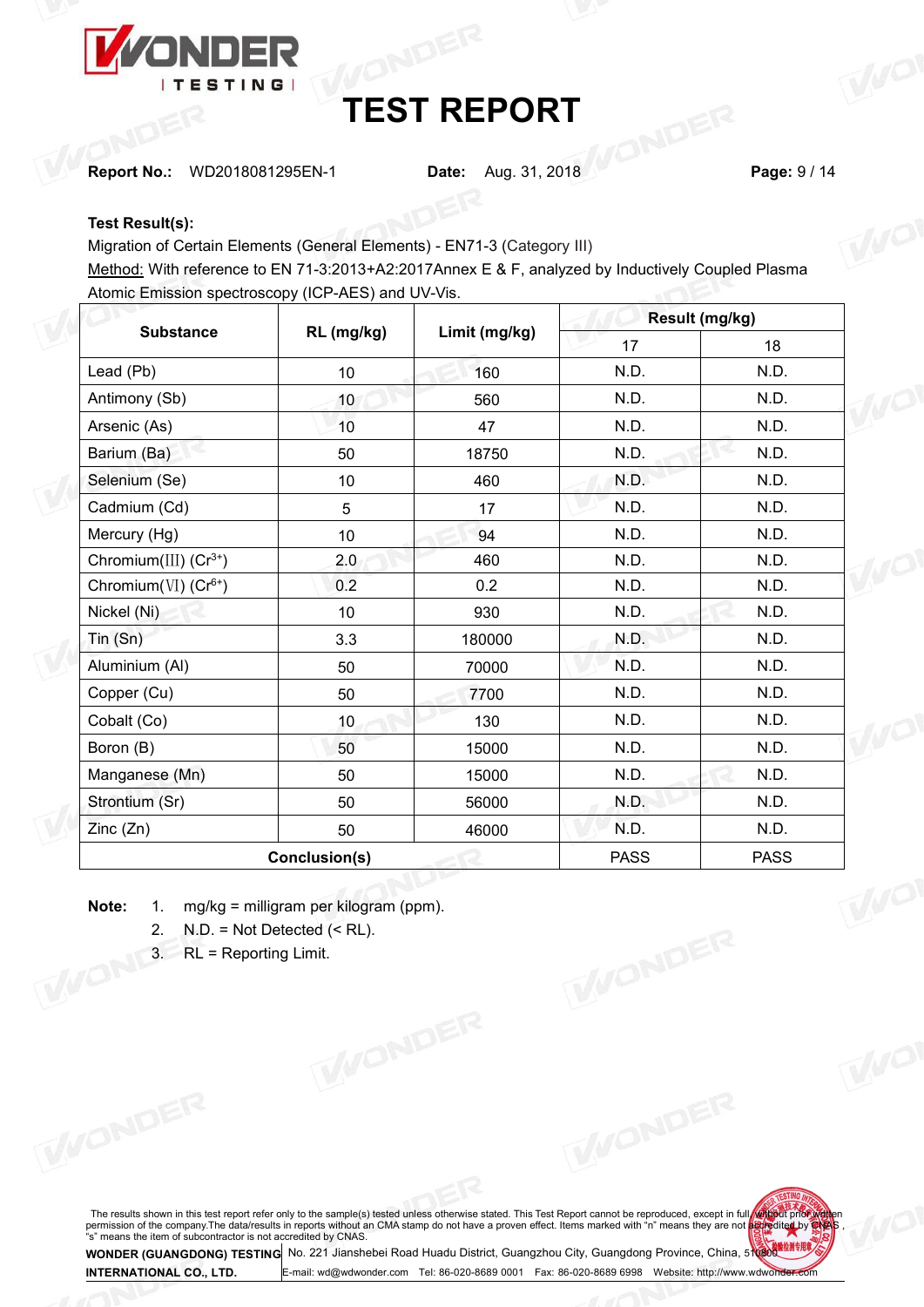# TEST REPORT

**Report No.:** WD2018081295EN-1 **Date:** Aug. 31, 2018

**Test Result(s):**

Migration of Certain Elements (General Elements) - EN71-3 (Category III)

Method: With reference to EN 71-3:2013+A2:2017Annex E & F, analyzed by Inductively Coupled Plasma Atomic Emission spectroscopy (ICP-AES) and UV-Vis.

| Substance | RL (mg/kg) | Limit (mg/kg) | Result (mg/kg) | |
|---|---|---|---|---|
| | | | 17 | 18 |
| Lead (Pb) | 10 | 160 | N.D. | N.D. |
| Antimony (Sb) | 10 | 560 | N.D. | N.D. |
| Arsenic (As) | 10 | 47 | N.D. | N.D. |
| Barium (Ba) | 50 | 18750 | N.D. | N.D. |
| Selenium (Se) | 10 | 460 | N.D. | N.D. |
| Cadmium (Cd) | 5 | 17 | N.D. | N.D. |
| Mercury (Hg) | 10 | 94 | N.D. | N.D. |
| Chromium(III) ($Cr^{3+}$) | 2.0 | 460 | N.D. | N.D. |
| Chromium(VI) ($Cr^{6+}$) | 0.2 | 0.2 | N.D. | N.D. |
| Nickel (Ni) | 10 | 930 | N.D. | N.D. |
| Tin (Sn) | 3.3 | 180000 | N.D. | N.D. |
| Aluminium (Al) | 50 | 70000 | N.D. | N.D. |
| Copper (Cu) | 50 | 7700 | N.D. | N.D. |
| Cobalt (Co) | 10 | 130 | N.D. | N.D. |
| Boron (B) | 50 | 15000 | N.D. | N.D. |
| Manganese (Mn) | 50 | 15000 | N.D. | N.D. |
| Strontium (Sr) | 50 | 56000 | N.D. | N.D. |
| Zinc (Zn) | 50 | 46000 | N.D. | N.D. |
| **Conclusion(s)** | | | PASS | PASS |

**Note:**
1. mg/kg = milligram per kilogram (ppm).
2. N.D. = Not Detected (< RL).
3. RL = Reporting Limit.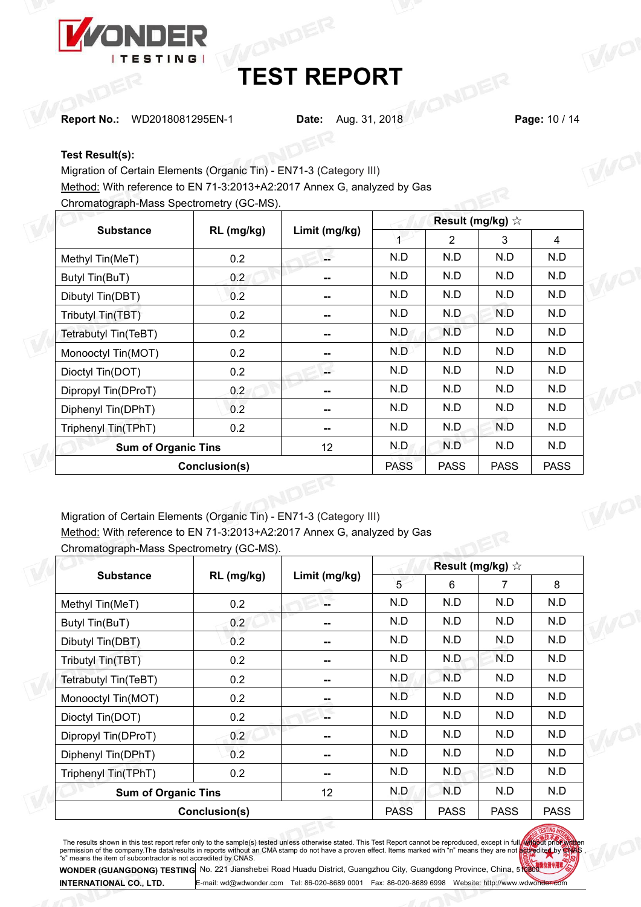# TEST REPORT

**Report No.:** WD2018081295EN-1 **Date:** Aug. 31, 2018

**Test Result(s):**

Migration of Certain Elements (Organic Tin) - EN71-3 (Category III)

Method: With reference to EN 71-3:2013+A2:2017 Annex G, analyzed by Gas Chromatograph-Mass Spectrometry (GC-MS).

| Substance | RL (mg/kg) | Limit (mg/kg) | Result (mg/kg) ☆ | | | |
|---|---|---|---|---|---|---|
| | | | 1 | 2 | 3 | 4 |
| Methyl Tin(MeT) | 0.2 | -- | N.D | N.D | N.D | N.D |
| Butyl Tin(BuT) | 0.2 | -- | N.D | N.D | N.D | N.D |
| Dibutyl Tin(DBT) | 0.2 | -- | N.D | N.D | N.D | N.D |
| Tributyl Tin(TBT) | 0.2 | -- | N.D | N.D | N.D | N.D |
| Tetrabutyl Tin(TeBT) | 0.2 | -- | N.D | N.D | N.D | N.D |
| Monooctyl Tin(MOT) | 0.2 | -- | N.D | N.D | N.D | N.D |
| Dioctyl Tin(DOT) | 0.2 | -- | N.D | N.D | N.D | N.D |
| Dipropyl Tin(DProT) | 0.2 | -- | N.D | N.D | N.D | N.D |
| Diphenyl Tin(DPhT) | 0.2 | -- | N.D | N.D | N.D | N.D |
| Triphenyl Tin(TPhT) | 0.2 | -- | N.D | N.D | N.D | N.D |
| Sum of Organic Tins | | 12 | N.D | N.D | N.D | N.D |
| Conclusion(s) | | | PASS | PASS | PASS | PASS |

Migration of Certain Elements (Organic Tin) - EN71-3 (Category III)

Method: With reference to EN 71-3:2013+A2:2017 Annex G, analyzed by Gas Chromatograph-Mass Spectrometry (GC-MS).

| Substance | RL (mg/kg) | Limit (mg/kg) | Result (mg/kg) ☆ | | | |
|---|---|---|---|---|---|---|
| | | | 5 | 6 | 7 | 8 |
| Methyl Tin(MeT) | 0.2 | -- | N.D | N.D | N.D | N.D |
| Butyl Tin(BuT) | 0.2 | -- | N.D | N.D | N.D | N.D |
| Dibutyl Tin(DBT) | 0.2 | -- | N.D | N.D | N.D | N.D |
| Tributyl Tin(TBT) | 0.2 | -- | N.D | N.D | N.D | N.D |
| Tetrabutyl Tin(TeBT) | 0.2 | -- | N.D | N.D | N.D | N.D |
| Monooctyl Tin(MOT) | 0.2 | -- | N.D | N.D | N.D | N.D |
| Dioctyl Tin(DOT) | 0.2 | -- | N.D | N.D | N.D | N.D |
| Dipropyl Tin(DProT) | 0.2 | -- | N.D | N.D | N.D | N.D |
| Diphenyl Tin(DPhT) | 0.2 | -- | N.D | N.D | N.D | N.D |
| Triphenyl Tin(TPhT) | 0.2 | -- | N.D | N.D | N.D | N.D |
| Sum of Organic Tins | | 12 | N.D | N.D | N.D | N.D |
| Conclusion(s) | | | PASS | PASS | PASS | PASS |

The results shown in this test report refer only to the sample(s) tested unless otherwise stated. This Test Report cannot be reproduced, except in full, without prior written permission of the company.The data/results in reports without an CMA stamp do not have a proven effect. Items marked with "n" means they are not accredited by CNAS, "s" means the item of subcontractor is not accredited by CNAS.

**WONDER (GUANGDONG) TESTING INTERNATIONAL CO., LTD.** No. 221 Jianshebei Road Huadu District, Guangzhou City, Guangdong Province, China, 510800
E-mail: wd@wdwonder.com Tel: 86-020-8689 0001 Fax: 86-020-8689 6998 Website: http://www.wdwonder.com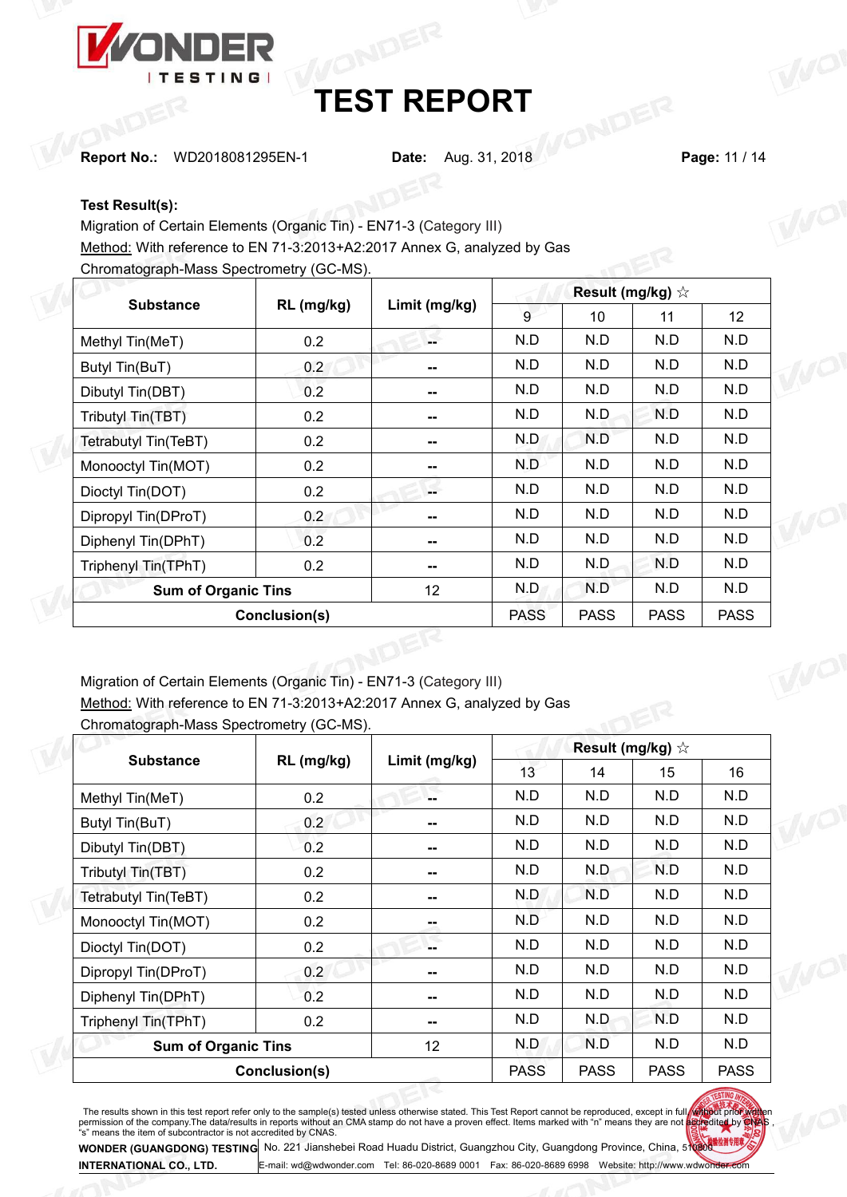# TEST REPORT

**Report No.:** WD2018081295EN-1 **Date:** Aug. 31, 2018

**Test Result(s):**

Migration of Certain Elements (Organic Tin) - EN71-3 (Category III)

Method: With reference to EN 71-3:2013+A2:2017 Annex G, analyzed by Gas Chromatograph-Mass Spectrometry (GC-MS).

| Substance | RL (mg/kg) | Limit (mg/kg) | Result (mg/kg) ☆ | | | |
|---|---|---|---|---|---|---|
| | | | 9 | 10 | 11 | 12 |
| Methyl Tin(MeT) | 0.2 | -- | N.D | N.D | N.D | N.D |
| Butyl Tin(BuT) | 0.2 | -- | N.D | N.D | N.D | N.D |
| Dibutyl Tin(DBT) | 0.2 | -- | N.D | N.D | N.D | N.D |
| Tributyl Tin(TBT) | 0.2 | -- | N.D | N.D | N.D | N.D |
| Tetrabutyl Tin(TeBT) | 0.2 | -- | N.D | N.D | N.D | N.D |
| Monooctyl Tin(MOT) | 0.2 | -- | N.D | N.D | N.D | N.D |
| Dioctyl Tin(DOT) | 0.2 | -- | N.D | N.D | N.D | N.D |
| Dipropyl Tin(DProT) | 0.2 | -- | N.D | N.D | N.D | N.D |
| Diphenyl Tin(DPhT) | 0.2 | -- | N.D | N.D | N.D | N.D |
| Triphenyl Tin(TPhT) | 0.2 | -- | N.D | N.D | N.D | N.D |
| Sum of Organic Tins | | 12 | N.D | N.D | N.D | N.D |
| Conclusion(s) | | | PASS | PASS | PASS | PASS |

Migration of Certain Elements (Organic Tin) - EN71-3 (Category III)

Method: With reference to EN 71-3:2013+A2:2017 Annex G, analyzed by Gas Chromatograph-Mass Spectrometry (GC-MS).

| Substance | RL (mg/kg) | Limit (mg/kg) | Result (mg/kg) ☆ | | | |
|---|---|---|---|---|---|---|
| | | | 13 | 14 | 15 | 16 |
| Methyl Tin(MeT) | 0.2 | -- | N.D | N.D | N.D | N.D |
| Butyl Tin(BuT) | 0.2 | -- | N.D | N.D | N.D | N.D |
| Dibutyl Tin(DBT) | 0.2 | -- | N.D | N.D | N.D | N.D |
| Tributyl Tin(TBT) | 0.2 | -- | N.D | N.D | N.D | N.D |
| Tetrabutyl Tin(TeBT) | 0.2 | -- | N.D | N.D | N.D | N.D |
| Monooctyl Tin(MOT) | 0.2 | -- | N.D | N.D | N.D | N.D |
| Dioctyl Tin(DOT) | 0.2 | -- | N.D | N.D | N.D | N.D |
| Dipropyl Tin(DProT) | 0.2 | -- | N.D | N.D | N.D | N.D |
| Diphenyl Tin(DPhT) | 0.2 | -- | N.D | N.D | N.D | N.D |
| Triphenyl Tin(TPhT) | 0.2 | -- | N.D | N.D | N.D | N.D |
| Sum of Organic Tins | | 12 | N.D | N.D | N.D | N.D |
| Conclusion(s) | | | PASS | PASS | PASS | PASS |

The results shown in this test report refer only to the sample(s) tested unless otherwise stated. This Test Report cannot be reproduced, except in full, without prior written permission of the company.The data/results in reports without an CMA stamp do not have a proven effect. Items marked with "n" means they are not accredited by CNAS , "s" means the item of subcontractor is not accredited by CNAS.

**WONDER (GUANGDONG) TESTING INTERNATIONAL CO., LTD.** No. 221 Jianshebei Road Huadu District, Guangzhou City, Guangdong Province, China, 510800

E-mail: wd@wdwonder.com Tel: 86-020-8689 0001 Fax: 86-020-8689 6998 Website: http://www.wdwonder.com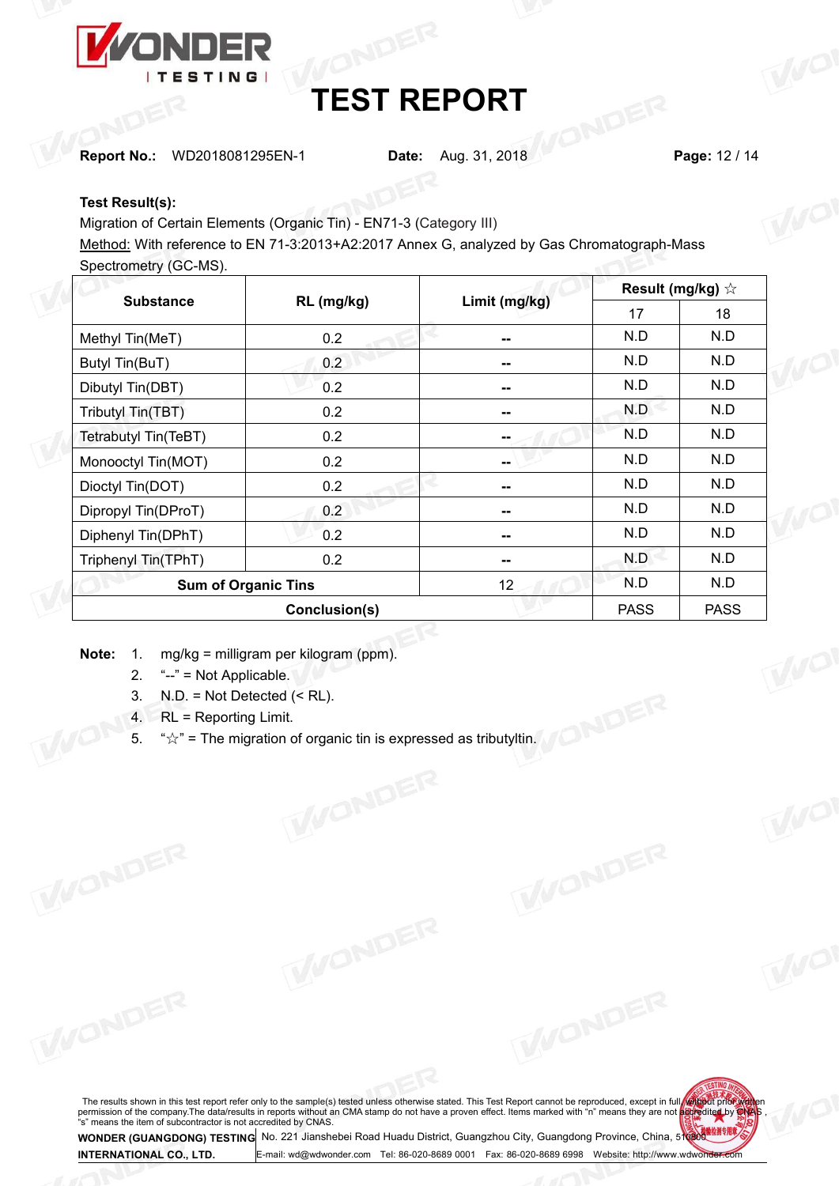# TEST REPORT

**Report No.:** WD2018081295EN-1 **Date:** Aug. 31, 2018

**Test Result(s):**

Migration of Certain Elements (Organic Tin) - EN71-3 (Category III)

Method: With reference to EN 71-3:2013+A2:2017 Annex G, analyzed by Gas Chromatograph-Mass Spectrometry (GC-MS).

| Substance | RL (mg/kg) | Limit (mg/kg) | Result (mg/kg) ☆ | |
|---|---|---|---|---|
| | | | 17 | 18 |
| Methyl Tin(MeT) | 0.2 | -- | N.D | N.D |
| Butyl Tin(BuT) | 0.2 | -- | N.D | N.D |
| Dibutyl Tin(DBT) | 0.2 | -- | N.D | N.D |
| Tributyl Tin(TBT) | 0.2 | -- | N.D | N.D |
| Tetrabutyl Tin(TeBT) | 0.2 | -- | N.D | N.D |
| Monooctyl Tin(MOT) | 0.2 | -- | N.D | N.D |
| Dioctyl Tin(DOT) | 0.2 | -- | N.D | N.D |
| Dipropyl Tin(DProT) | 0.2 | -- | N.D | N.D |
| Diphenyl Tin(DPhT) | 0.2 | -- | N.D | N.D |
| Triphenyl Tin(TPhT) | 0.2 | -- | N.D | N.D |
| Sum of Organic Tins | | 12 | N.D | N.D |
| Conclusion(s) | | | PASS | PASS |

**Note:**
1. mg/kg = milligram per kilogram (ppm).
2. "--" = Not Applicable.
3. N.D. = Not Detected (< RL).
4. RL = Reporting Limit.
5. "☆" = The migration of organic tin is expressed as tributyltin.

The results shown in this test report refer only to the sample(s) tested unless otherwise stated. This Test Report cannot be reproduced, except in full, without prior written permission of the company.The data/results in reports without an CMA stamp do not have a proven effect. Items marked with "n" means they are not accredited by CNAS , "s" means the item of subcontractor is not accredited by CNAS.

WONDER (GUANGDONG) TESTING INTERNATIONAL CO., LTD. No. 221 Jianshebei Road Huadu District, Guangzhou City, Guangdong Province, China, 510800
E-mail: wd@wdwonder.com Tel: 86-020-8689 0001 Fax: 86-020-8689 6998 Website: http://www.wdwonder.com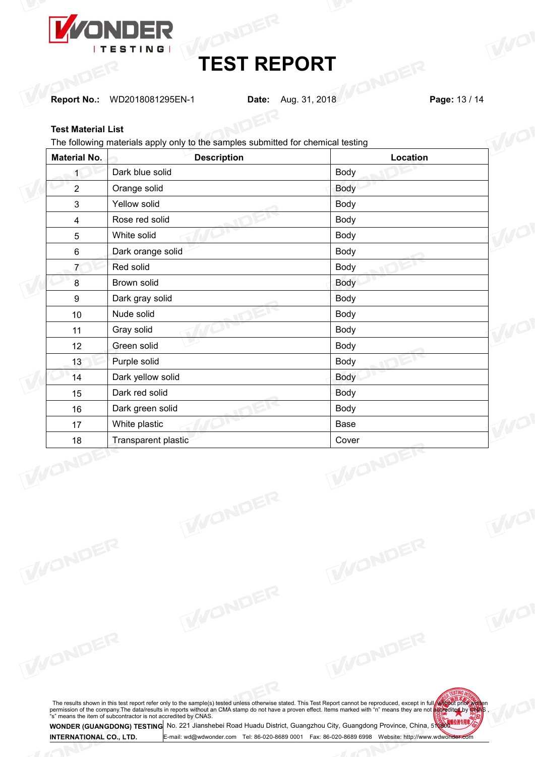**Test Material List**

The following materials apply only to the samples submitted for chemical testing

| Material No. | Description | Location |
|---|---|---|
| 1 | Dark blue solid | Body |
| 2 | Orange solid | Body |
| 3 | Yellow solid | Body |
| 4 | Rose red solid | Body |
| 5 | White solid | Body |
| 6 | Dark orange solid | Body |
| 7 | Red solid | Body |
| 8 | Brown solid | Body |
| 9 | Dark gray solid | Body |
| 10 | Nude solid | Body |
| 11 | Gray solid | Body |
| 12 | Green solid | Body |
| 13 | Purple solid | Body |
| 14 | Dark yellow solid | Body |
| 15 | Dark red solid | Body |
| 16 | Dark green solid | Body |
| 17 | White plastic | Base |
| 18 | Transparent plastic | Cover |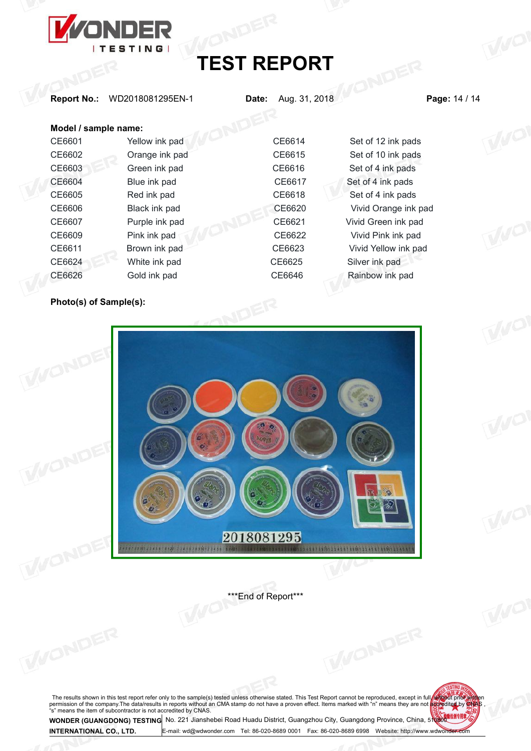# TEST REPORT

**Report No.:** WD2018081295EN-1 **Date:** Aug. 31, 2018

**Model / sample name:**

| | | | |
|---|---|---|---|
| CE6601 | Yellow ink pad | CE6614 | Set of 12 ink pads |
| CE6602 | Orange ink pad | CE6615 | Set of 10 ink pads |
| CE6603 | Green ink pad | CE6616 | Set of 4 ink pads |
| CE6604 | Blue ink pad | CE6617 | Set of 4 ink pads |
| CE6605 | Red ink pad | CE6618 | Set of 4 ink pads |
| CE6606 | Black ink pad | CE6620 | Vivid Orange ink pad |
| CE6607 | Purple ink pad | CE6621 | Vivid Green ink pad |
| CE6609 | Pink ink pad | CE6622 | Vivid Pink ink pad |
| CE6611 | Brown ink pad | CE6623 | Vivid Yellow ink pad |
| CE6624 | White ink pad | CE6625 | Silver ink pad |
| CE6626 | Gold ink pad | CE6646 | Rainbow ink pad |

**Photo(s) of Sample(s):**

***End of Report***

The results shown in this test report refer only to the sample(s) tested unless otherwise stated. This Test Report cannot be reproduced, except in full, without prior written permission of the company.The data/results in reports without an CMA stamp do not have a proven effect. Items marked with "n" means they are not accredited by CNAS, "s" means the item of subcontractor is not accredited by CNAS.

**WONDER (GUANGDONG) TESTING INTERNATIONAL CO., LTD.** No. 221 Jianshebei Road Huadu District, Guangzhou City, Guangdong Province, China, 510800
E-mail: wd@wdwonder.com Tel: 86-020-8689 0001 Fax: 86-020-8689 6998 Website: http://www.wdwonder.com